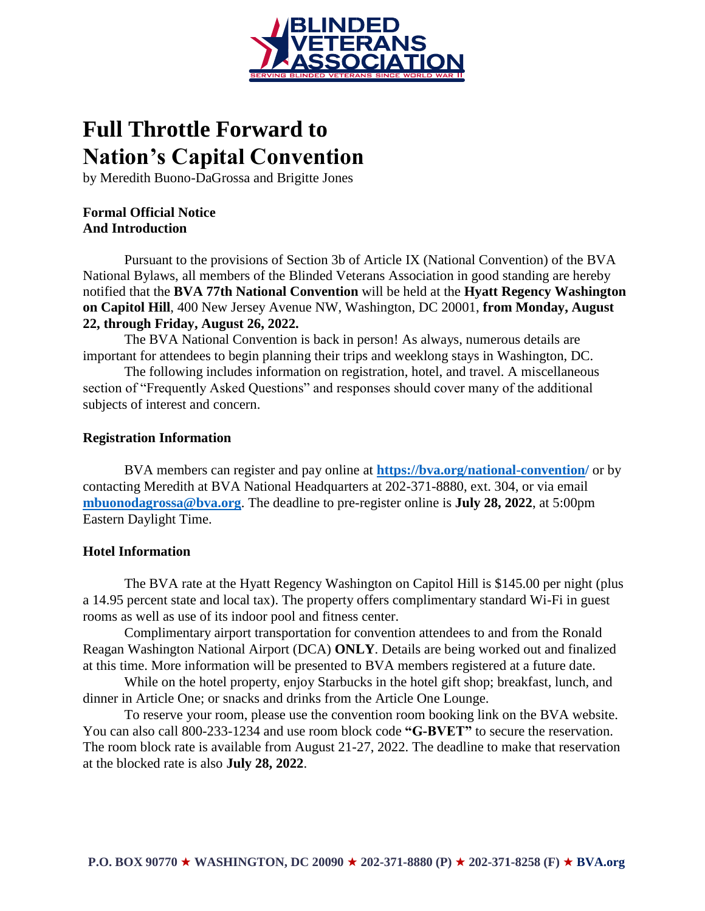# Full Throttle Forward to Nation's Capital Convention

by Meredith Buono-DaGrossa and Brigitte Jones

### Formal Official Notice And Introduction

Pursuant to the provisions of Section 3b of Article IX (National Convention) of the BVA National Bylaws, all members of the Blinded Veterans Association in good standing are hereby notified that the **BVA 77th National Convention** will be held at the **Hyatt Regency Washington on Capitol Hill**, 400 New Jersey Avenue NW, Washington, DC 20001, **from Monday, August 22, through Friday, August 26, 2022.**

The BVA National Convention is back in person! As always, numerous details are important for attendees to begin planning their trips and weeklong stays in Washington, DC.

The following includes information on registration, hotel, and travel. A miscellaneous section of "Frequently Asked Questions" and responses should cover many of the additional subjects of interest and concern.

### Registration Information

BVA members can register and pay online at **[https://bva.org/national-convention/](https://bva.org/national-convention/)** or by contacting Meredith at BVA National Headquarters at 202-371-8880, ext. 304, or via email **[mbuonodagrossa@bva.org](mailto:mbuonodagrossa@bva.org)**. The deadline to pre-register online is **July 28, 2022**, at 5:00pm Eastern Daylight Time.

### Hotel Information

The BVA rate at the Hyatt Regency Washington on Capitol Hill is $145.00 per night (plus a 14.95 percent state and local tax). The property offers complimentary standard Wi-Fi in guest rooms as well as use of its indoor pool and fitness center.

Complimentary airport transportation for convention attendees to and from the Ronald Reagan Washington National Airport (DCA) **ONLY**. Details are being worked out and finalized at this time. More information will be presented to BVA members registered at a future date.

While on the hotel property, enjoy Starbucks in the hotel gift shop; breakfast, lunch, and dinner in Article One; or snacks and drinks from the Article One Lounge.

To reserve your room, please use the convention room booking link on the BVA website. You can also call 800-233-1234 and use room block code **"G-BVET"** to secure the reservation. The room block rate is available from August 21-27, 2022. The deadline to make that reservation at the blocked rate is also **July 28, 2022**.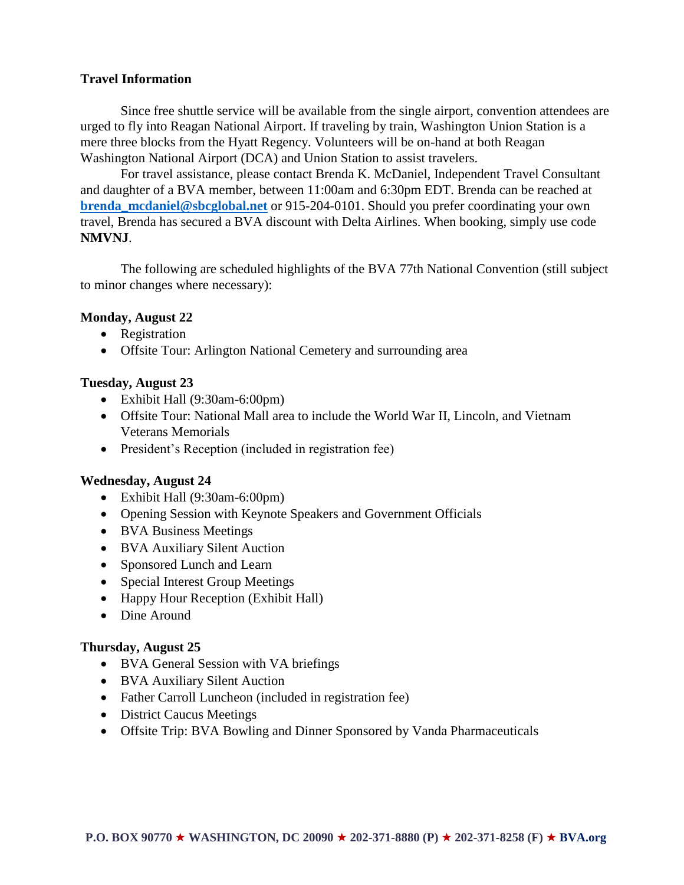**Travel Information**

Since free shuttle service will be available from the single airport, convention attendees are urged to fly into Reagan National Airport. If traveling by train, Washington Union Station is a mere three blocks from the Hyatt Regency. Volunteers will be on-hand at both Reagan Washington National Airport (DCA) and Union Station to assist travelers.

For travel assistance, please contact Brenda K. McDaniel, Independent Travel Consultant and daughter of a BVA member, between 11:00am and 6:30pm EDT. Brenda can be reached at **brenda_mcdaniel@sbcglobal.net** or 915-204-0101. Should you prefer coordinating your own travel, Brenda has secured a BVA discount with Delta Airlines. When booking, simply use code **NMVNJ**.

The following are scheduled highlights of the BVA 77th National Convention (still subject to minor changes where necessary):

**Monday, August 22**

- Registration
- Offsite Tour: Arlington National Cemetery and surrounding area

**Tuesday, August 23**

- Exhibit Hall (9:30am-6:00pm)
- Offsite Tour: National Mall area to include the World War II, Lincoln, and Vietnam Veterans Memorials
- President's Reception (included in registration fee)

**Wednesday, August 24**

- Exhibit Hall (9:30am-6:00pm)
- Opening Session with Keynote Speakers and Government Officials
- BVA Business Meetings
- BVA Auxiliary Silent Auction
- Sponsored Lunch and Learn
- Special Interest Group Meetings
- Happy Hour Reception (Exhibit Hall)
- Dine Around

**Thursday, August 25**

- BVA General Session with VA briefings
- BVA Auxiliary Silent Auction
- Father Carroll Luncheon (included in registration fee)
- District Caucus Meetings
- Offsite Trip: BVA Bowling and Dinner Sponsored by Vanda Pharmaceuticals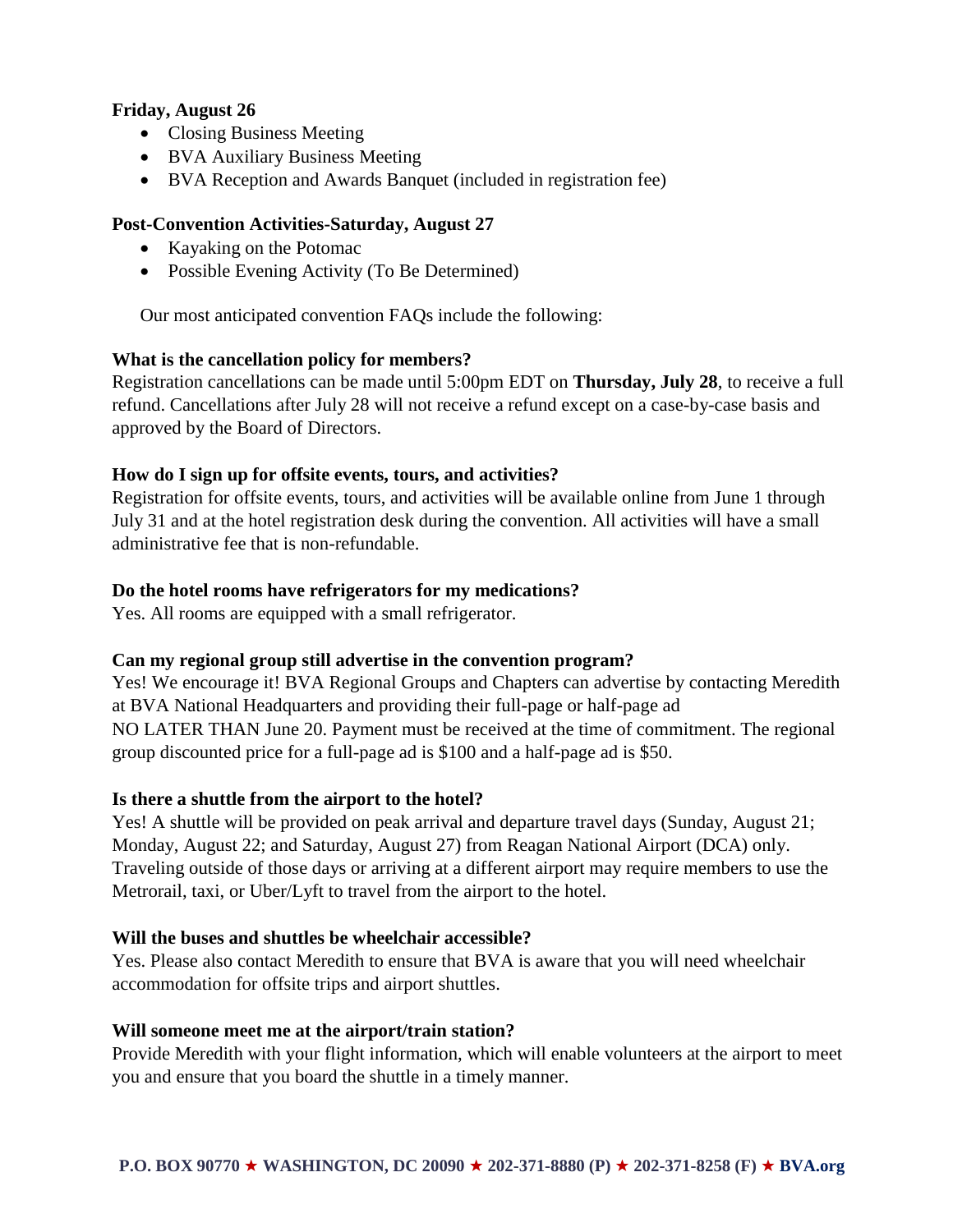**Friday, August 26**

- Closing Business Meeting
- BVA Auxiliary Business Meeting
- BVA Reception and Awards Banquet (included in registration fee)

**Post-Convention Activities-Saturday, August 27**

- Kayaking on the Potomac
- Possible Evening Activity (To Be Determined)

Our most anticipated convention FAQs include the following:

**What is the cancellation policy for members?**

Registration cancellations can be made until 5:00pm EDT on **Thursday, July 28**, to receive a full refund. Cancellations after July 28 will not receive a refund except on a case-by-case basis and approved by the Board of Directors.

**How do I sign up for offsite events, tours, and activities?**

Registration for offsite events, tours, and activities will be available online from June 1 through July 31 and at the hotel registration desk during the convention. All activities will have a small administrative fee that is non-refundable.

**Do the hotel rooms have refrigerators for my medications?**

Yes. All rooms are equipped with a small refrigerator.

**Can my regional group still advertise in the convention program?**

Yes! We encourage it! BVA Regional Groups and Chapters can advertise by contacting Meredith at BVA National Headquarters and providing their full-page or half-page ad NO LATER THAN June 20. Payment must be received at the time of commitment. The regional group discounted price for a full-page ad is $100 and a half-page ad is $50.

**Is there a shuttle from the airport to the hotel?**

Yes! A shuttle will be provided on peak arrival and departure travel days (Sunday, August 21; Monday, August 22; and Saturday, August 27) from Reagan National Airport (DCA) only. Traveling outside of those days or arriving at a different airport may require members to use the Metrorail, taxi, or Uber/Lyft to travel from the airport to the hotel.

**Will the buses and shuttles be wheelchair accessible?**

Yes. Please also contact Meredith to ensure that BVA is aware that you will need wheelchair accommodation for offsite trips and airport shuttles.

**Will someone meet me at the airport/train station?**

Provide Meredith with your flight information, which will enable volunteers at the airport to meet you and ensure that you board the shuttle in a timely manner.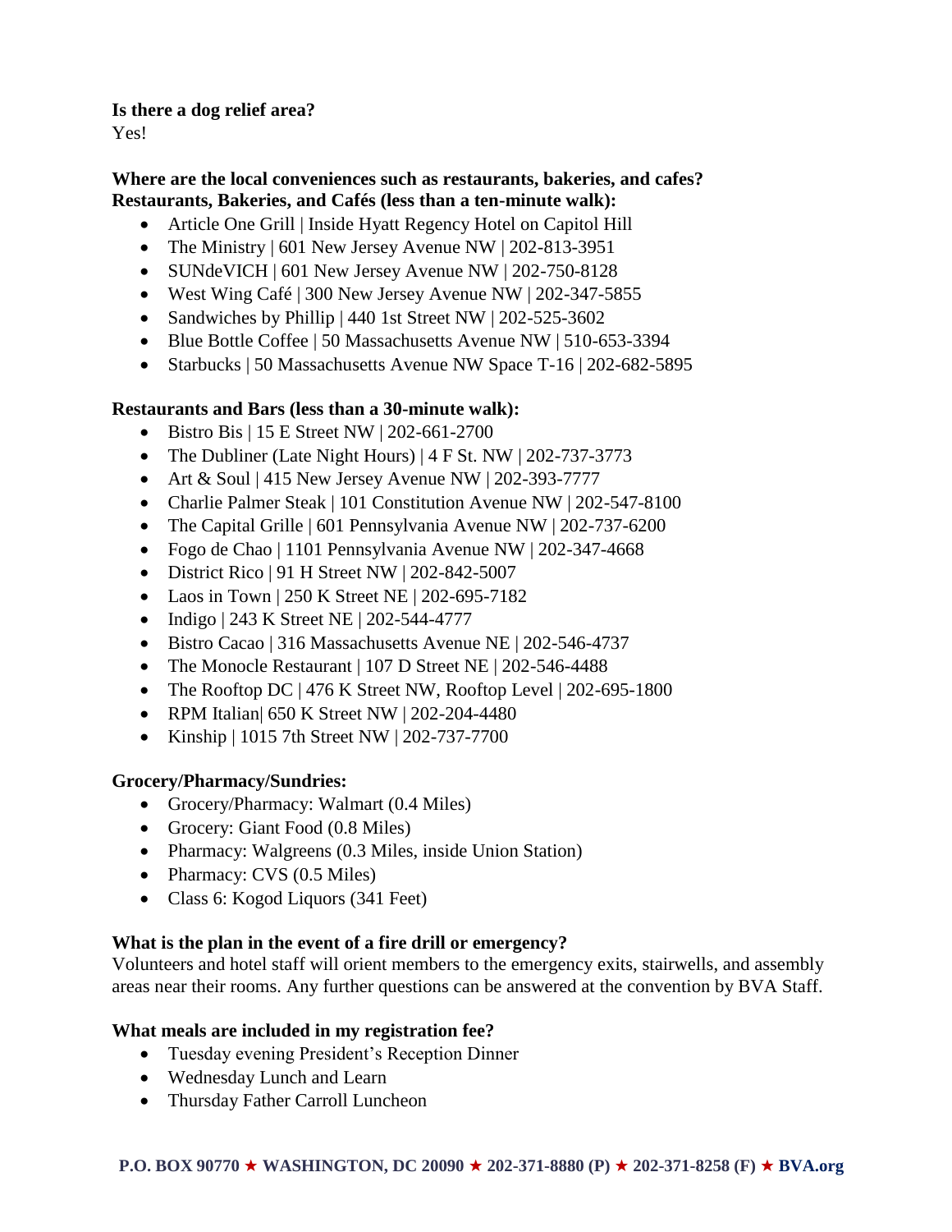**Is there a dog relief area?**
Yes!

**Where are the local conveniences such as restaurants, bakeries, and cafes?**
**Restaurants, Bakeries, and Cafés (less than a ten-minute walk):**

- Article One Grill | Inside Hyatt Regency Hotel on Capitol Hill
- The Ministry | 601 New Jersey Avenue NW | 202-813-3951
- SUNdeVICH | 601 New Jersey Avenue NW | 202-750-8128
- West Wing Café | 300 New Jersey Avenue NW | 202-347-5855
- Sandwiches by Phillip | 440 1st Street NW | 202-525-3602
- Blue Bottle Coffee | 50 Massachusetts Avenue NW | 510-653-3394
- Starbucks | 50 Massachusetts Avenue NW Space T-16 | 202-682-5895

**Restaurants and Bars (less than a 30-minute walk):**

- Bistro Bis | 15 E Street NW | 202-661-2700
- The Dubliner (Late Night Hours) | 4 F St. NW | 202-737-3773
- Art & Soul | 415 New Jersey Avenue NW | 202-393-7777
- Charlie Palmer Steak | 101 Constitution Avenue NW | 202-547-8100
- The Capital Grille | 601 Pennsylvania Avenue NW | 202-737-6200
- Fogo de Chao | 1101 Pennsylvania Avenue NW | 202-347-4668
- District Rico | 91 H Street NW | 202-842-5007
- Laos in Town | 250 K Street NE | 202-695-7182
- Indigo | 243 K Street NE | 202-544-4777
- Bistro Cacao | 316 Massachusetts Avenue NE | 202-546-4737
- The Monocle Restaurant | 107 D Street NE | 202-546-4488
- The Rooftop DC | 476 K Street NW, Rooftop Level | 202-695-1800
- RPM Italian| 650 K Street NW | 202-204-4480
- Kinship | 1015 7th Street NW | 202-737-7700

**Grocery/Pharmacy/Sundries:**

- Grocery/Pharmacy: Walmart (0.4 Miles)
- Grocery: Giant Food (0.8 Miles)
- Pharmacy: Walgreens (0.3 Miles, inside Union Station)
- Pharmacy: CVS (0.5 Miles)
- Class 6: Kogod Liquors (341 Feet)

**What is the plan in the event of a fire drill or emergency?**
Volunteers and hotel staff will orient members to the emergency exits, stairwells, and assembly areas near their rooms. Any further questions can be answered at the convention by BVA Staff.

**What meals are included in my registration fee?**

- Tuesday evening President's Reception Dinner
- Wednesday Lunch and Learn
- Thursday Father Carroll Luncheon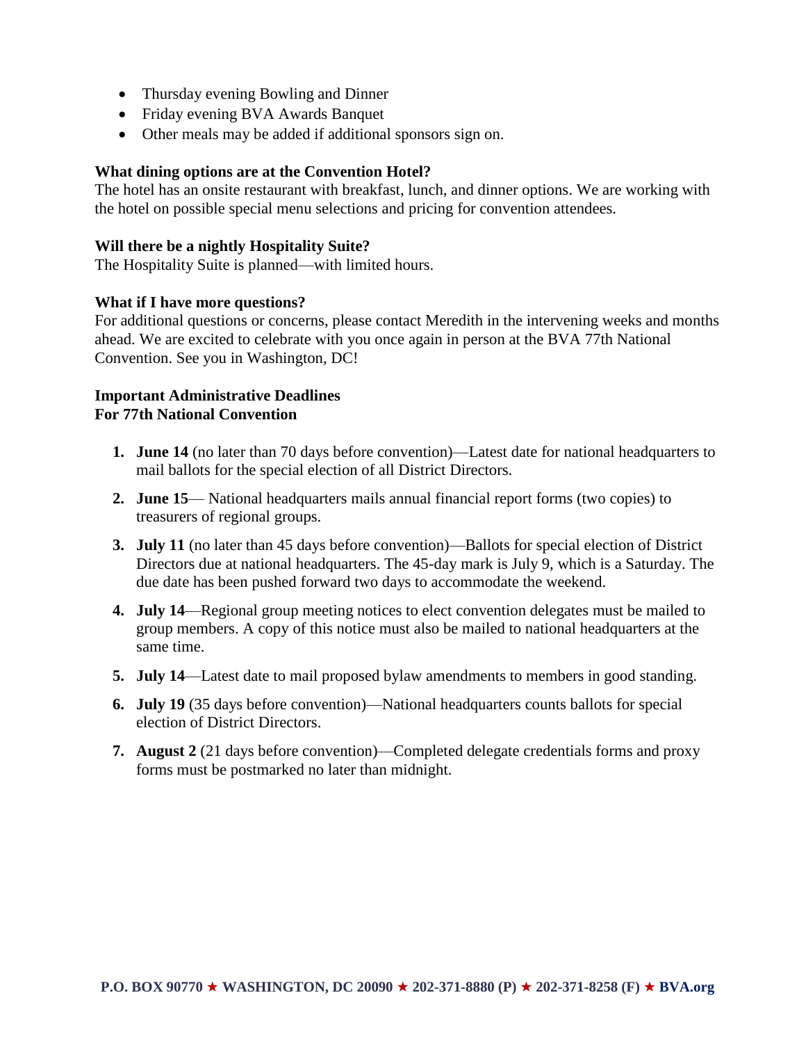- Thursday evening Bowling and Dinner
- Friday evening BVA Awards Banquet
- Other meals may be added if additional sponsors sign on.

**What dining options are at the Convention Hotel?**
The hotel has an onsite restaurant with breakfast, lunch, and dinner options. We are working with the hotel on possible special menu selections and pricing for convention attendees.

**Will there be a nightly Hospitality Suite?**
The Hospitality Suite is planned—with limited hours.

**What if I have more questions?**
For additional questions or concerns, please contact Meredith in the intervening weeks and months ahead. We are excited to celebrate with you once again in person at the BVA 77th National Convention. See you in Washington, DC!

**Important Administrative Deadlines**
**For 77th National Convention**

1. **June 14** (no later than 70 days before convention)—Latest date for national headquarters to mail ballots for the special election of all District Directors.
2. **June 15**— National headquarters mails annual financial report forms (two copies) to treasurers of regional groups.
3. **July 11** (no later than 45 days before convention)—Ballots for special election of District Directors due at national headquarters. The 45-day mark is July 9, which is a Saturday. The due date has been pushed forward two days to accommodate the weekend.
4. **July 14**—Regional group meeting notices to elect convention delegates must be mailed to group members. A copy of this notice must also be mailed to national headquarters at the same time.
5. **July 14**—Latest date to mail proposed bylaw amendments to members in good standing.
6. **July 19** (35 days before convention)—National headquarters counts ballots for special election of District Directors.
7. **August 2** (21 days before convention)—Completed delegate credentials forms and proxy forms must be postmarked no later than midnight.